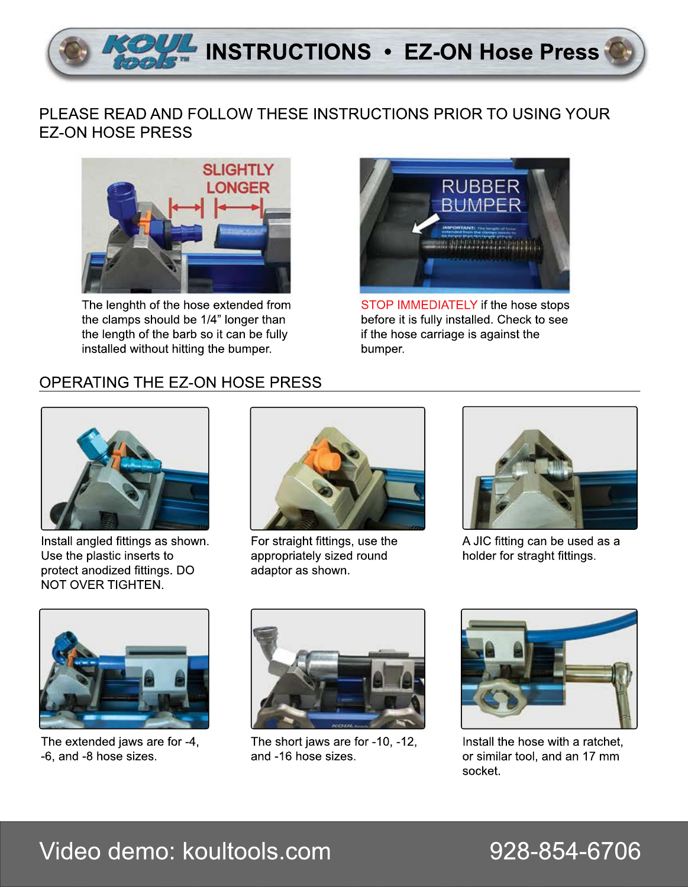# INSTRUCTIONS • EZ-ON Hose Press

PLEASE READ AND FOLLOW THESE INSTRUCTIONS PRIOR TO USING YOUR EZ-ON HOSE PRESS

The lenghth of the hose extended from the clamps should be 1/4” longer than the length of the barb so it can be fully installed without hitting the bumper.

STOP IMMEDIATELY if the hose stops before it is fully installed. Check to see if the hose carriage is against the bumper.

## OPERATING THE EZ-ON HOSE PRESS

Install angled fittings as shown. Use the plastic inserts to protect anodized fittings. DO NOT OVER TIGHTEN.

For straight fittings, use the appropriately sized round adaptor as shown.

A JIC fitting can be used as a holder for straght fittings.

The extended jaws are for -4, -6, and -8 hose sizes.

The short jaws are for -10, -12, and -16 hose sizes.

Install the hose with a ratchet, or similar tool, and an 17 mm socket.

Video demo: koultools.com

928-854-6706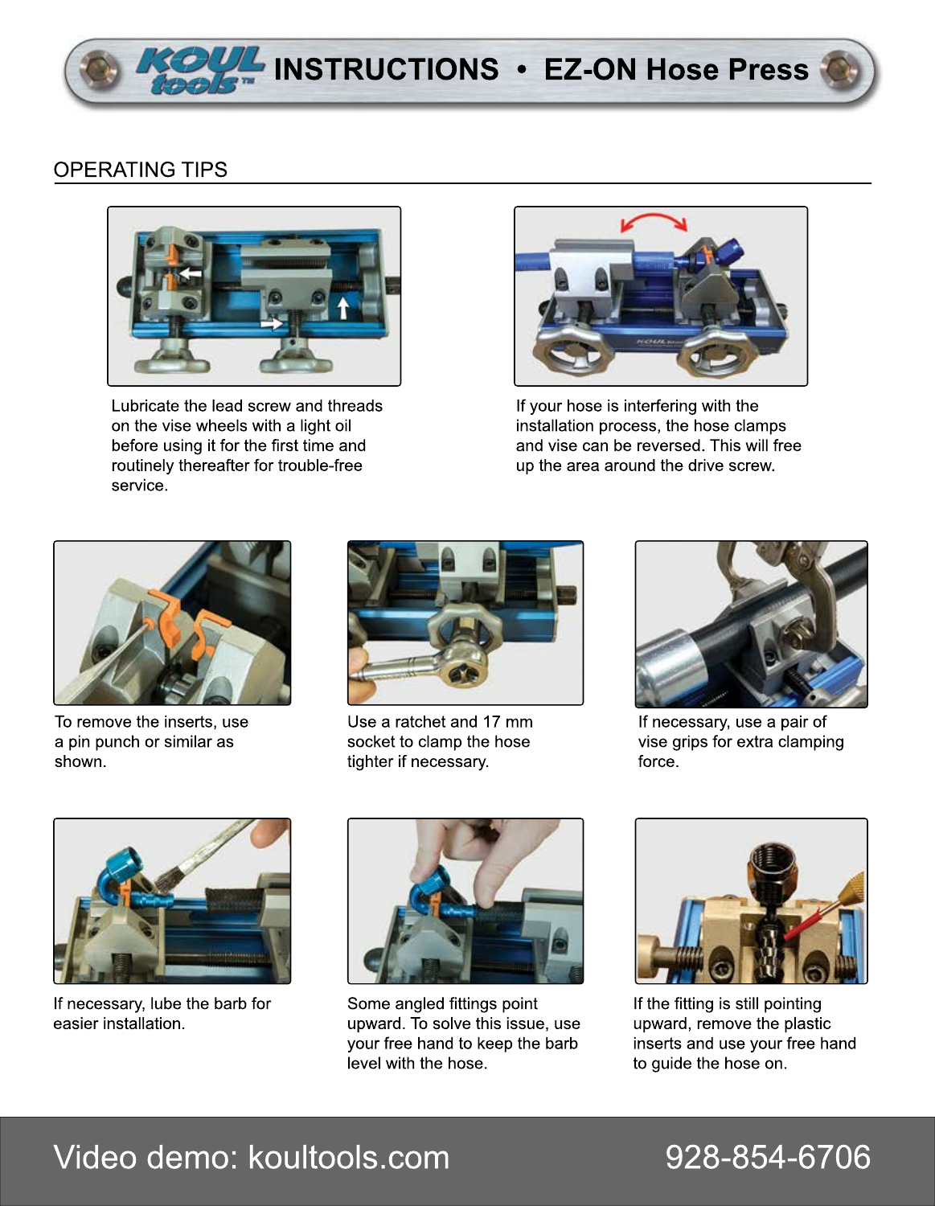# INSTRUCTIONS • EZ-ON Hose Press

## OPERATING TIPS

Lubricate the lead screw and threads on the vise wheels with a light oil before using it for the first time and routinely thereafter for trouble-free service.

If your hose is interfering with the installation process, the hose clamps and vise can be reversed. This will free up the area around the drive screw.

To remove the inserts, use a pin punch or similar as shown.

Use a ratchet and 17 mm socket to clamp the hose tighter if necessary.

If necessary, use a pair of vise grips for extra clamping force.

If necessary, lube the barb for easier installation.

Some angled fittings point upward. To solve this issue, use your free hand to keep the barb level with the hose.

If the fitting is still pointing upward, remove the plastic inserts and use your free hand to guide the hose on.

Video demo: koultools.com

928-854-6706